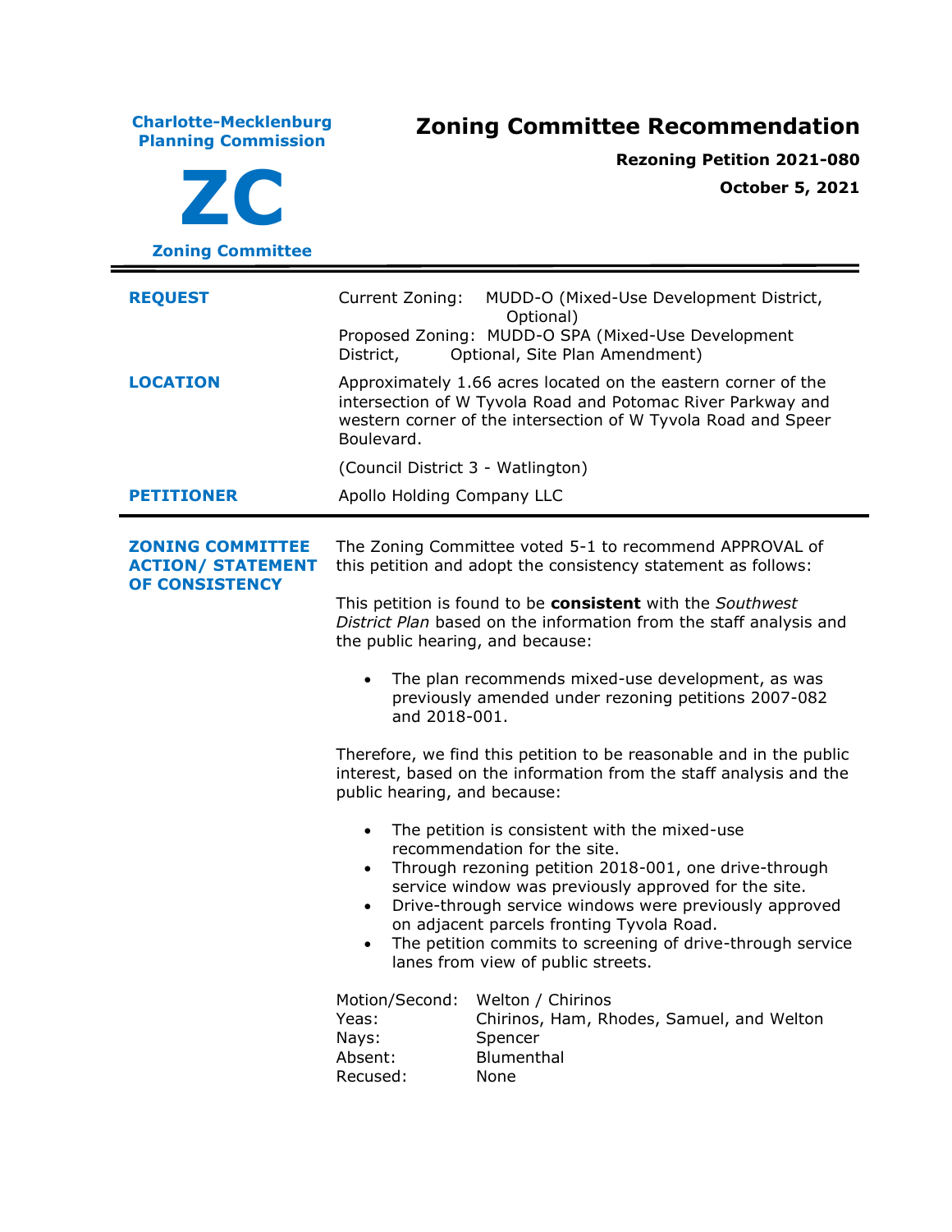**Charlote-Mecklenburg Planning Commission**

**ZC**

**Zoning Committee**

# Zoning Committee Recommendation

**Rezoning Petition 2021-080**

**October 5, 2021**

---

| | |
|---|---|
| **REQUEST** | Current Zoning: MUDD-O (Mixed-Use Development District, Optional)<br>Proposed Zoning: MUDD-O SPA (Mixed-Use Development District, Optional, Site Plan Amendment) |
| **LOCATION** | Approximately 1.66 acres located on the eastern corner of the intersection of W Tyvola Road and Potomac River Parkway and western corner of the intersection of W Tyvola Road and Speer Boulevard.<br><br>(Council District 3 - Watlington) |
| **PETITIONER** | Apollo Holding Company LLC |

---

**ZONING COMMITTEE ACTION/ STATEMENT OF CONSISTENCY**

The Zoning Committee voted 5-1 to recommend APPROVAL of this petition and adopt the consistency statement as follows:

This petition is found to be **consistent** with the *Southwest District Plan* based on the information from the staff analysis and the public hearing, and because:

- The plan recommends mixed-use development, as was previously amended under rezoning petitions 2007-082 and 2018-001.

Therefore, we find this petition to be reasonable and in the public interest, based on the information from the staff analysis and the public hearing, and because:

- The petition is consistent with the mixed-use recommendation for the site.
- Through rezoning petition 2018-001, one drive-through service window was previously approved for the site.
- Drive-through service windows were previously approved on adjacent parcels fronting Tyvola Road.
- The petition commits to screening of drive-through service lanes from view of public streets.

| | |
|---|---|
| Motion/Second: | Welton / Chirinos |
| Yeas: | Chirinos, Ham, Rhodes, Samuel, and Welton |
| Nays: | Spencer |
| Absent: | Blumenthal |
| Recused: | None |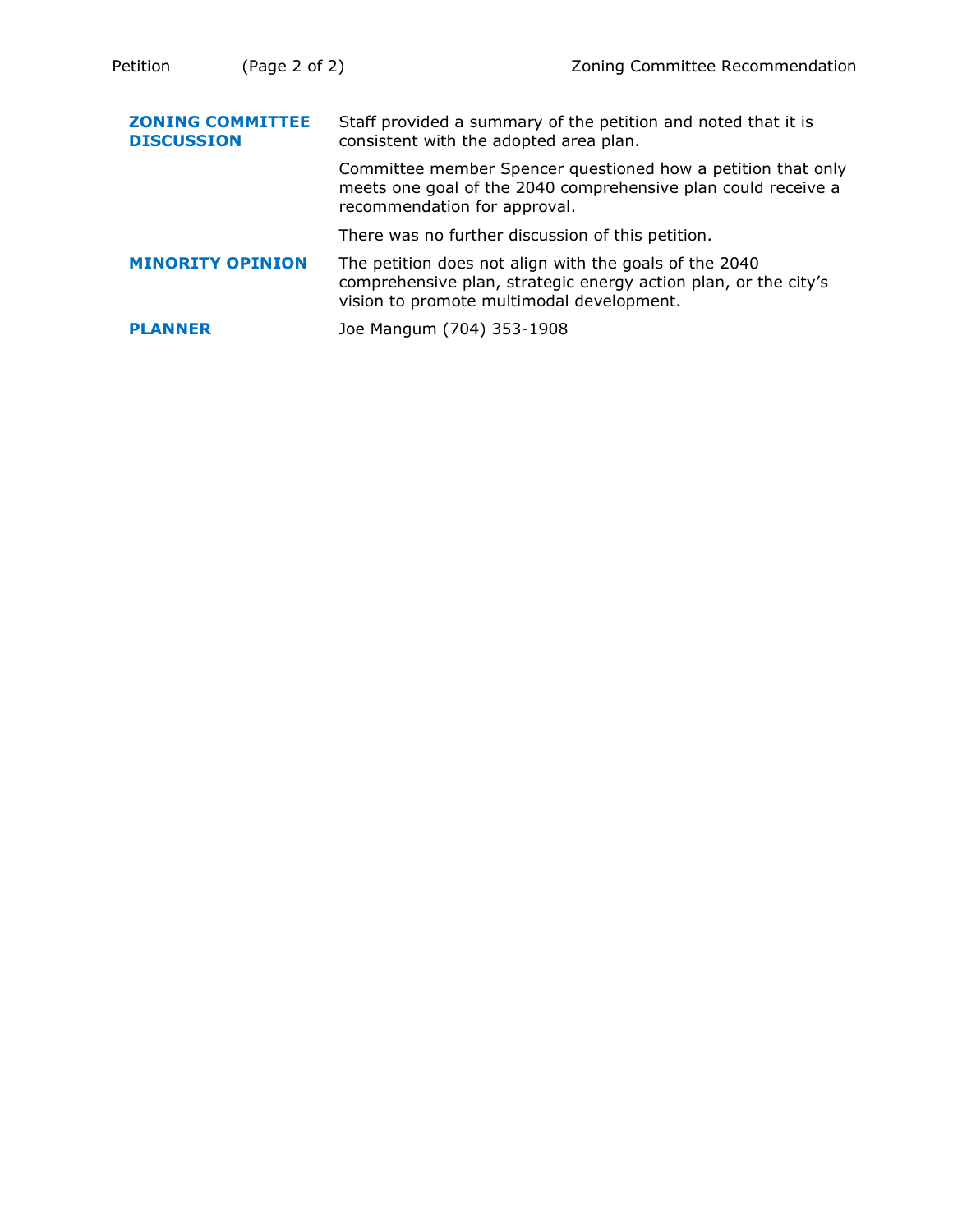| | |
|---|---|
| **ZONING COMMITTEE DISCUSSION** | Staff provided a summary of the petition and noted that it is consistent with the adopted area plan.<br><br>Committee member Spencer questioned how a petition that only meets one goal of the 2040 comprehensive plan could receive a recommendation for approval.<br><br>There was no further discussion of this petition. |
| **MINORITY OPINION** | The petition does not align with the goals of the 2040 comprehensive plan, strategic energy action plan, or the city's vision to promote multimodal development. |
| **PLANNER** | Joe Mangum (704) 353-1908 |